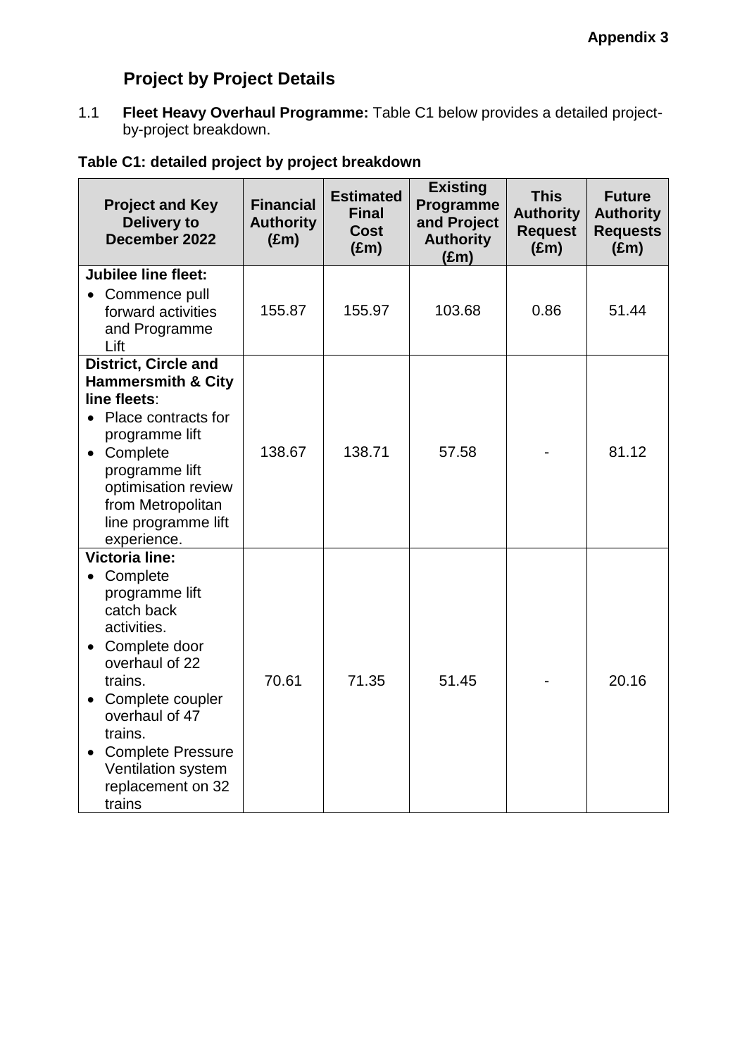Appendix 3

## Project by Project Details

1.1 **Fleet Heavy Overhaul Programme:** Table C1 below provides a detailed project-by-project breakdown.

**Table C1: detailed project by project breakdown**

| Project and Key Delivery to December 2022 | Financial Authority (£m) | Estimated Final Cost (£m) | Existing Programme and Project Authority (£m) | This Authority Request (£m) | Future Authority Requests (£m) |
|---|---|---|---|---|---|
| **Jubilee line fleet:**<br>• Commence pull forward activities and Programme Lift | 155.87 | 155.97 | 103.68 | 0.86 | 51.44 |
| **District, Circle and Hammersmith & City line fleets**:<br>• Place contracts for programme lift<br>• Complete programme lift optimisation review from Metropolitan line programme lift experience. | 138.67 | 138.71 | 57.58 | - | 81.12 |
| **Victoria line:**<br>• Complete programme lift catch back activities.<br>• Complete door overhaul of 22 trains.<br>• Complete coupler overhaul of 47 trains.<br>• Complete Pressure Ventilation system replacement on 32 trains | 70.61 | 71.35 | 51.45 | - | 20.16 |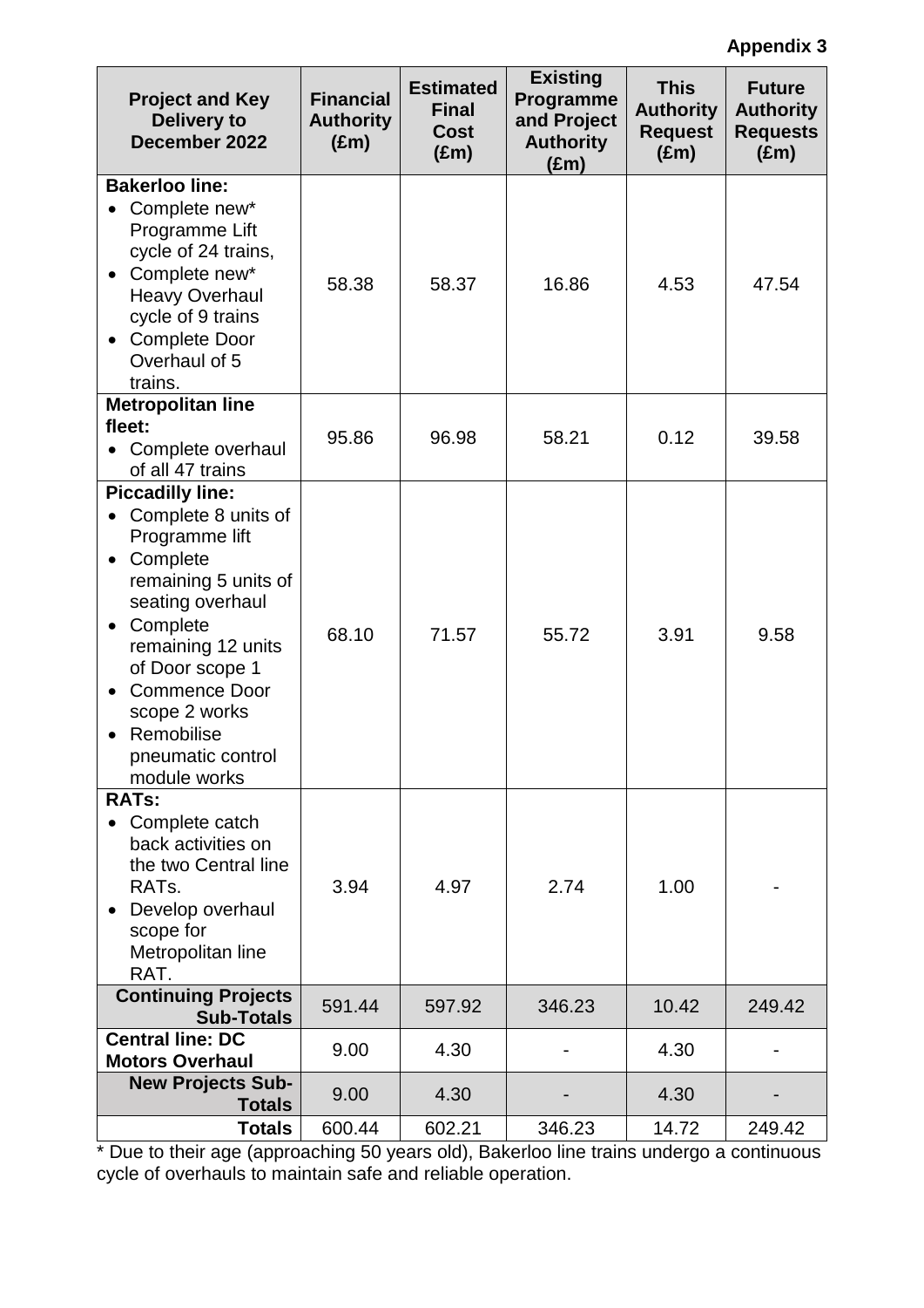**Appendix 3**

| Project and Key Delivery to December 2022 | Financial Authority (£m) | Estimated Final Cost (£m) | Existing Programme and Project Authority (£m) | This Authority Request (£m) | Future Authority Requests (£m) |
|---|---|---|---|---|---|
| **Bakerloo line:**<br>• Complete new* Programme Lift cycle of 24 trains,<br>• Complete new* Heavy Overhaul cycle of 9 trains<br>• Complete Door Overhaul of 5 trains. | 58.38 | 58.37 | 16.86 | 4.53 | 47.54 |
| **Metropolitan line fleet:**<br>• Complete overhaul of all 47 trains | 95.86 | 96.98 | 58.21 | 0.12 | 39.58 |
| **Piccadilly line:**<br>• Complete 8 units of Programme lift<br>• Complete remaining 5 units of seating overhaul<br>• Complete remaining 12 units of Door scope 1<br>• Commence Door scope 2 works<br>• Remobilise pneumatic control module works | 68.10 | 71.57 | 55.72 | 3.91 | 9.58 |
| **RATs:**<br>• Complete catch back activities on the two Central line RATs.<br>• Develop overhaul scope for Metropolitan line RAT. | 3.94 | 4.97 | 2.74 | 1.00 | - |
| **Continuing Projects Sub-Totals** | 591.44 | 597.92 | 346.23 | 10.42 | 249.42 |
| **Central line: DC Motors Overhaul** | 9.00 | 4.30 | - | 4.30 | - |
| **New Projects Sub-Totals** | 9.00 | 4.30 | - | 4.30 | - |
| **Totals** | 600.44 | 602.21 | 346.23 | 14.72 | 249.42 |

* Due to their age (approaching 50 years old), Bakerloo line trains undergo a continuous cycle of overhauls to maintain safe and reliable operation.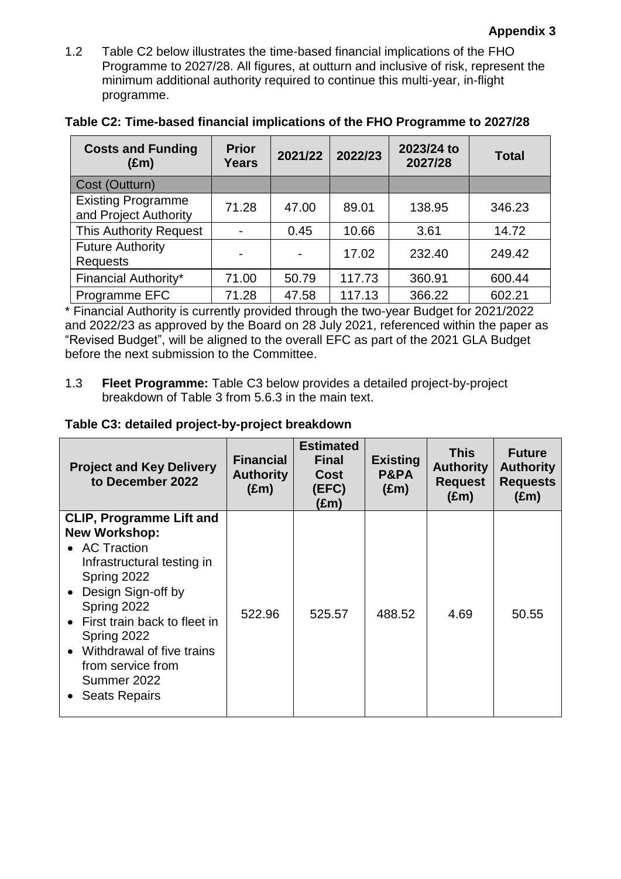**Appendix 3**

1.2 Table C2 below illustrates the time-based financial implications of the FHO Programme to 2027/28. All figures, at outturn and inclusive of risk, represent the minimum additional authority required to continue this multi-year, in-flight programme.

**Table C2: Time-based financial implications of the FHO Programme to 2027/28**

| Costs and Funding (£m) | Prior Years | 2021/22 | 2022/23 | 2023/24 to 2027/28 | Total |
|---|---|---|---|---|---|
| Cost (Outturn) | | | | | |
| Existing Programme and Project Authority | 71.28 | 47.00 | 89.01 | 138.95 | 346.23 |
| This Authority Request | - | 0.45 | 10.66 | 3.61 | 14.72 |
| Future Authority Requests | - | - | 17.02 | 232.40 | 249.42 |
| Financial Authority* | 71.00 | 50.79 | 117.73 | 360.91 | 600.44 |
| Programme EFC | 71.28 | 47.58 | 117.13 | 366.22 | 602.21 |

\* Financial Authority is currently provided through the two-year Budget for 2021/2022 and 2022/23 as approved by the Board on 28 July 2021, referenced within the paper as "Revised Budget", will be aligned to the overall EFC as part of the 2021 GLA Budget before the next submission to the Committee.

1.3 **Fleet Programme:** Table C3 below provides a detailed project-by-project breakdown of Table 3 from 5.6.3 in the main text.

**Table C3: detailed project-by-project breakdown**

| Project and Key Delivery to December 2022 | Financial Authority (£m) | Estimated Final Cost (EFC) (£m) | Existing P&PA (£m) | This Authority Request (£m) | Future Authority Requests (£m) |
|---|---|---|---|---|---|
| **CLIP, Programme Lift and New Workshop:** <br>• AC Traction Infrastructural testing in Spring 2022 <br>• Design Sign-off by Spring 2022 <br>• First train back to fleet in Spring 2022 <br>• Withdrawal of five trains from service from Summer 2022 <br>• Seats Repairs | 522.96 | 525.57 | 488.52 | 4.69 | 50.55 |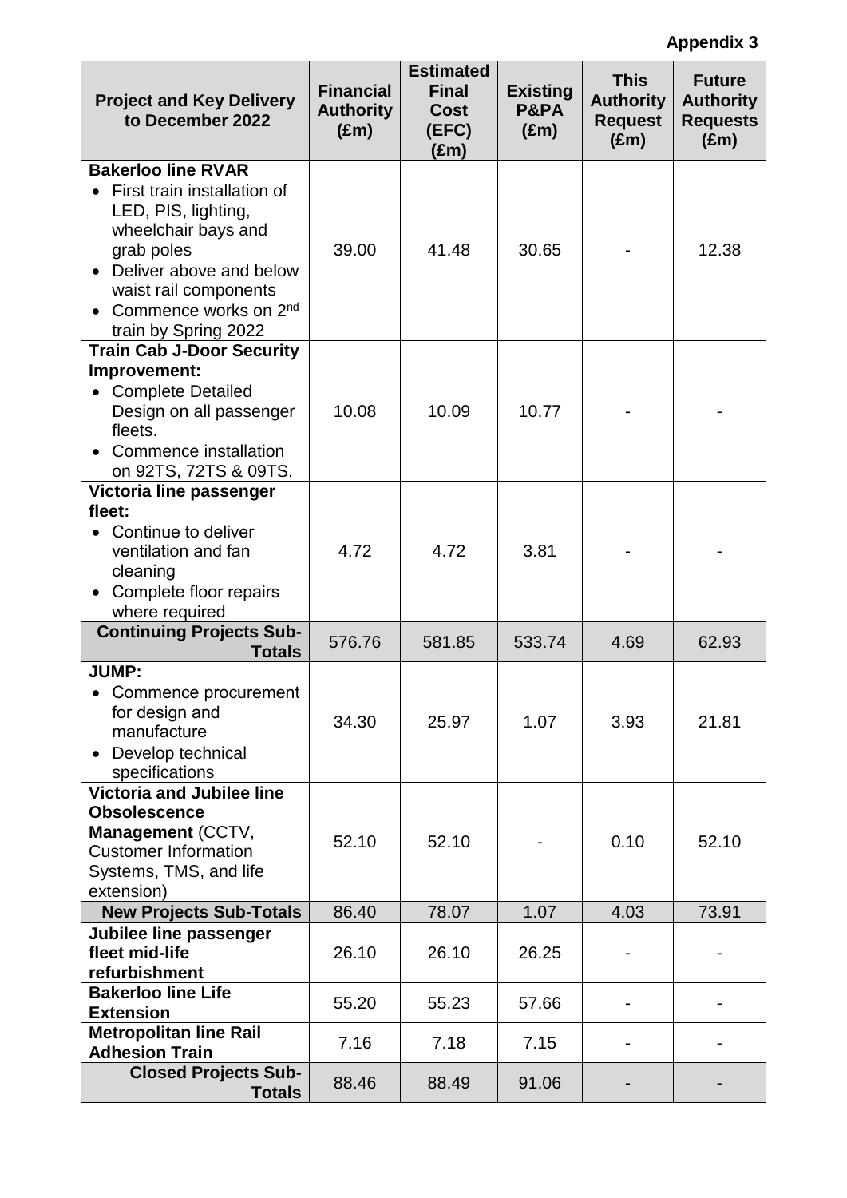**Appendix 3**

| Project and Key Delivery to December 2022 | Financial Authority (£m) | Estimated Final Cost (EFC) (£m) | Existing P&PA (£m) | This Authority Request (£m) | Future Authority Requests (£m) |
|---|---|---|---|---|---|
| **Bakerloo line RVAR**<br>• First train installation of LED, PIS, lighting, wheelchair bays and grab poles<br>• Deliver above and below waist rail components<br>• Commence works on 2nd train by Spring 2022 | 39.00 | 41.48 | 30.65 | - | 12.38 |
| **Train Cab J-Door Security Improvement:**<br>• Complete Detailed Design on all passenger fleets.<br>• Commence installation on 92TS, 72TS & 09TS. | 10.08 | 10.09 | 10.77 | - | - |
| **Victoria line passenger fleet:**<br>• Continue to deliver ventilation and fan cleaning<br>• Complete floor repairs where required | 4.72 | 4.72 | 3.81 | - | - |
| **Continuing Projects Sub-Totals** | 576.76 | 581.85 | 533.74 | 4.69 | 62.93 |
| **JUMP:**<br>• Commence procurement for design and manufacture<br>• Develop technical specifications | 34.30 | 25.97 | 1.07 | 3.93 | 21.81 |
| **Victoria and Jubilee line Obsolescence Management** (CCTV, Customer Information Systems, TMS, and life extension) | 52.10 | 52.10 | - | 0.10 | 52.10 |
| **New Projects Sub-Totals** | 86.40 | 78.07 | 1.07 | 4.03 | 73.91 |
| **Jubilee line passenger fleet mid-life refurbishment** | 26.10 | 26.10 | 26.25 | - | - |
| **Bakerloo line Life Extension** | 55.20 | 55.23 | 57.66 | - | - |
| **Metropolitan line Rail Adhesion Train** | 7.16 | 7.18 | 7.15 | - | - |
| **Closed Projects Sub-Totals** | 88.46 | 88.49 | 91.06 | - | - |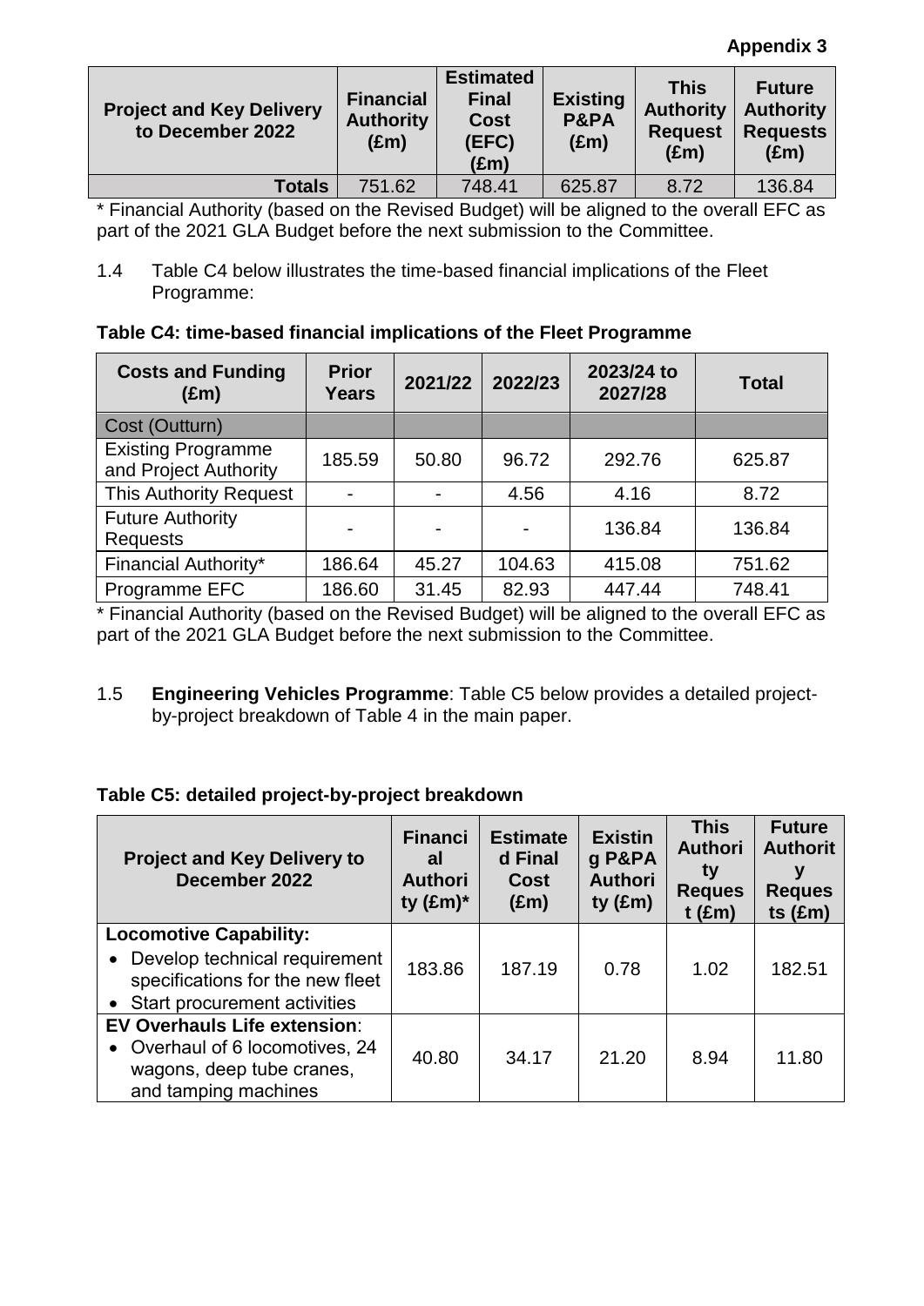**Appendix 3**

| Project and Key Delivery to December 2022 | Financial Authority (£m) | Estimated Final Cost (EFC) (£m) | Existing P&PA (£m) | This Authority Request (£m) | Future Authority Requests (£m) |
|---|---|---|---|---|---|
| **Totals** | 751.62 | 748.41 | 625.87 | 8.72 | 136.84 |

\* Financial Authority (based on the Revised Budget) will be aligned to the overall EFC as part of the 2021 GLA Budget before the next submission to the Committee.

1.4 Table C4 below illustrates the time-based financial implications of the Fleet Programme:

**Table C4: time-based financial implications of the Fleet Programme**

| Costs and Funding (£m) | Prior Years | 2021/22 | 2022/23 | 2023/24 to 2027/28 | Total |
|---|---|---|---|---|---|
| Cost (Outturn) | | | | | |
| Existing Programme and Project Authority | 185.59 | 50.80 | 96.72 | 292.76 | 625.87 |
| This Authority Request | - | - | 4.56 | 4.16 | 8.72 |
| Future Authority Requests | - | - | - | 136.84 | 136.84 |
| Financial Authority* | 186.64 | 45.27 | 104.63 | 415.08 | 751.62 |
| Programme EFC | 186.60 | 31.45 | 82.93 | 447.44 | 748.41 |

\* Financial Authority (based on the Revised Budget) will be aligned to the overall EFC as part of the 2021 GLA Budget before the next submission to the Committee.

1.5 **Engineering Vehicles Programme**: Table C5 below provides a detailed project-by-project breakdown of Table 4 in the main paper.

**Table C5: detailed project-by-project breakdown**

| Project and Key Delivery to December 2022 | Financial Authority (£m)* | Estimated Final Cost (£m) | Existing P&PA Authority (£m) | This Authority Request (£m) | Future Authority Requests (£m) |
|---|---|---|---|---|---|
| **Locomotive Capability:**<br>• Develop technical requirement specifications for the new fleet<br>• Start procurement activities | 183.86 | 187.19 | 0.78 | 1.02 | 182.51 |
| **EV Overhauls Life extension**:<br>• Overhaul of 6 locomotives, 24 wagons, deep tube cranes, and tamping machines | 40.80 | 34.17 | 21.20 | 8.94 | 11.80 |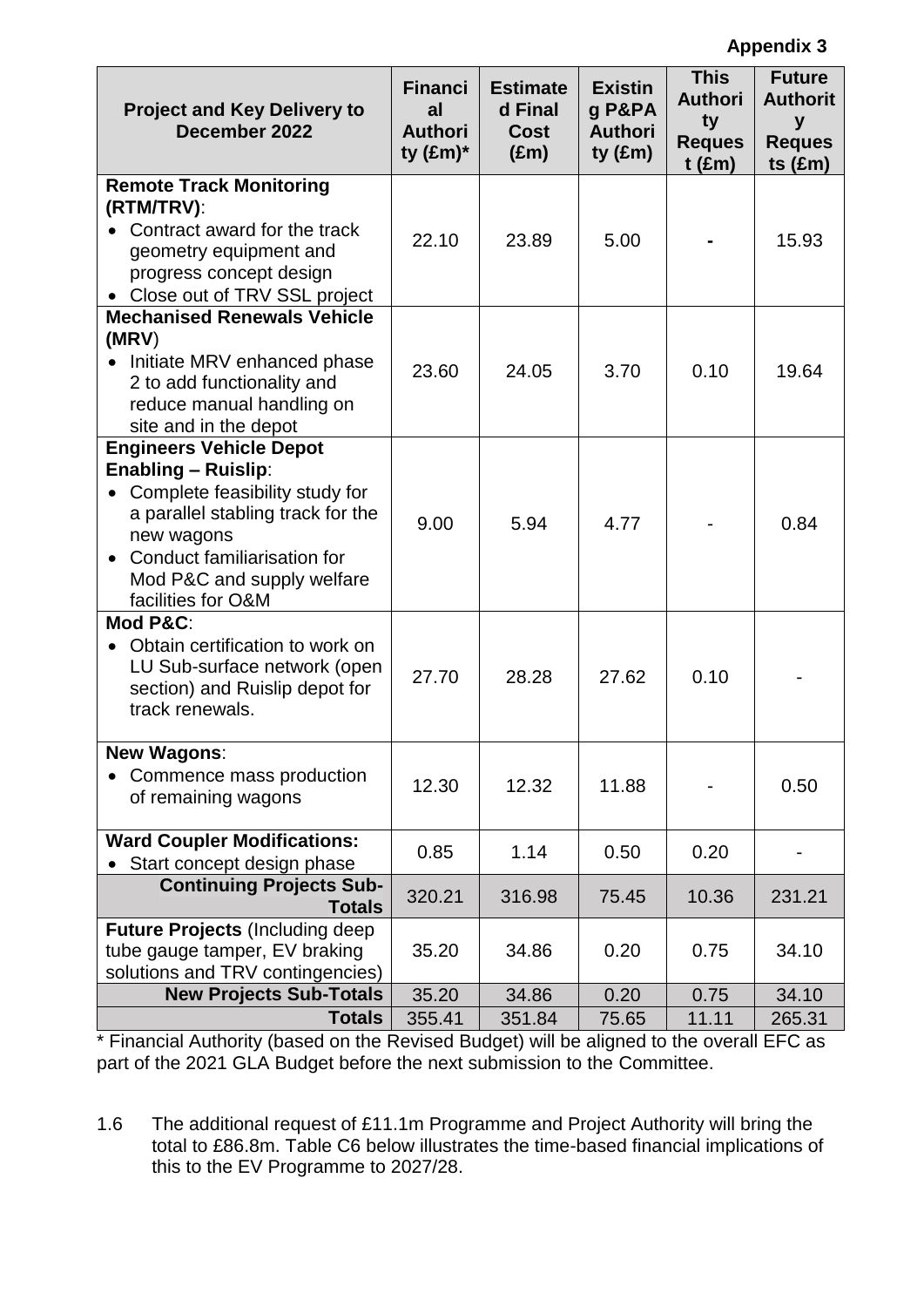**Appendix 3**

| Project and Key Delivery to December 2022 | Financial Authority (£m)* | Estimated Final Cost (£m) | Existing P&PA Authority (£m) | This Authority Request (£m) | Future Authority Requests (£m) |
|---|---|---|---|---|---|
| **Remote Track Monitoring (RTM/TRV)**:<br>• Contract award for the track geometry equipment and progress concept design<br>• Close out of TRV SSL project | 22.10 | 23.89 | 5.00 | - | 15.93 |
| **Mechanised Renewals Vehicle (MRV)**<br>• Initiate MRV enhanced phase 2 to add functionality and reduce manual handling on site and in the depot | 23.60 | 24.05 | 3.70 | 0.10 | 19.64 |
| **Engineers Vehicle Depot Enabling – Ruislip**:<br>• Complete feasibility study for a parallel stabling track for the new wagons<br>• Conduct familiarisation for Mod P&C and supply welfare facilities for O&M | 9.00 | 5.94 | 4.77 | - | 0.84 |
| **Mod P&C**:<br>• Obtain certification to work on LU Sub-surface network (open section) and Ruislip depot for track renewals. | 27.70 | 28.28 | 27.62 | 0.10 | - |
| **New Wagons**:<br>• Commence mass production of remaining wagons | 12.30 | 12.32 | 11.88 | - | 0.50 |
| **Ward Coupler Modifications:**<br>• Start concept design phase | 0.85 | 1.14 | 0.50 | 0.20 | - |
| **Continuing Projects Sub-Totals** | 320.21 | 316.98 | 75.45 | 10.36 | 231.21 |
| **Future Projects** (Including deep tube gauge tamper, EV braking solutions and TRV contingencies) | 35.20 | 34.86 | 0.20 | 0.75 | 34.10 |
| **New Projects Sub-Totals** | 35.20 | 34.86 | 0.20 | 0.75 | 34.10 |
| **Totals** | 355.41 | 351.84 | 75.65 | 11.11 | 265.31 |

* Financial Authority (based on the Revised Budget) will be aligned to the overall EFC as part of the 2021 GLA Budget before the next submission to the Committee.

1.6 The additional request of £11.1m Programme and Project Authority will bring the total to £86.8m. Table C6 below illustrates the time-based financial implications of this to the EV Programme to 2027/28.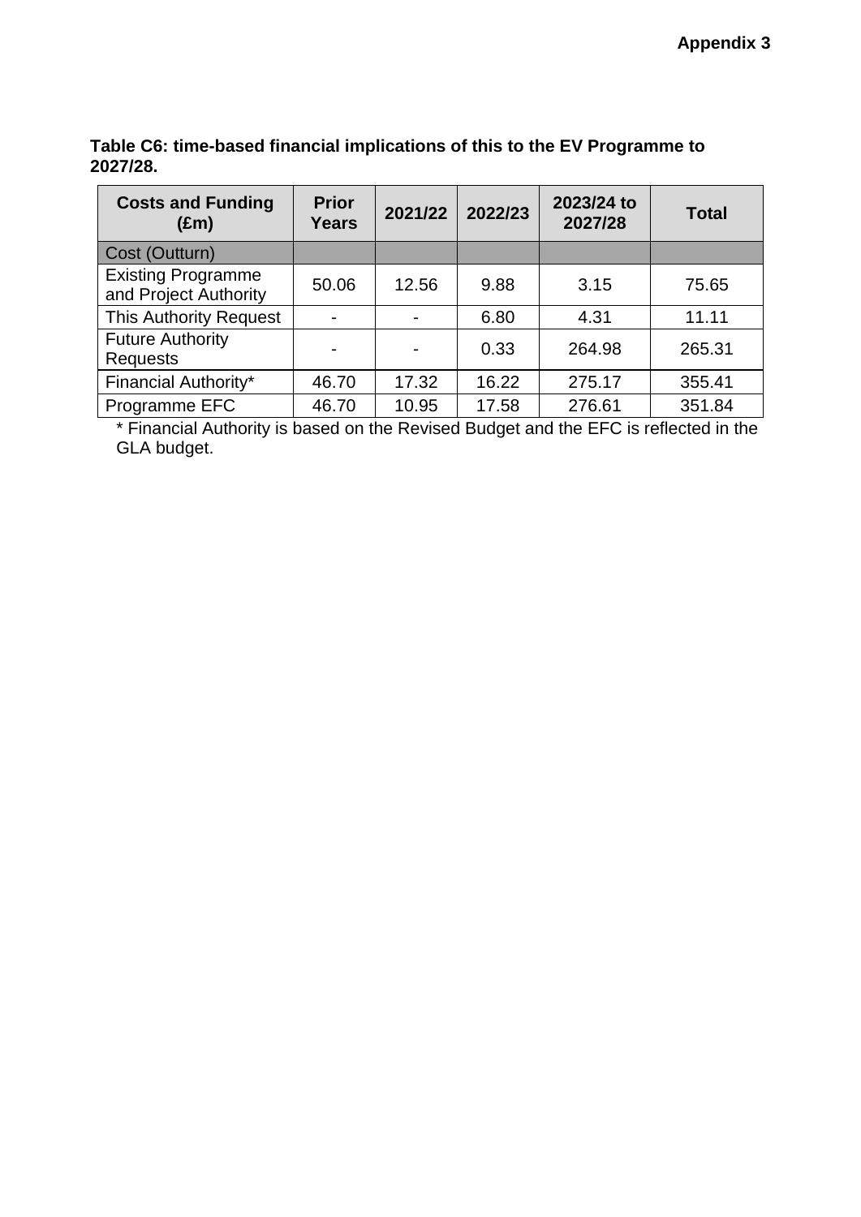**Appendix 3**

**Table C6: time-based financial implications of this to the EV Programme to 2027/28.**

| Costs and Funding (£m) | Prior Years | 2021/22 | 2022/23 | 2023/24 to 2027/28 | Total |
|---|---|---|---|---|---|
| Cost (Outturn) | | | | | |
| Existing Programme and Project Authority | 50.06 | 12.56 | 9.88 | 3.15 | 75.65 |
| This Authority Request | - | - | 6.80 | 4.31 | 11.11 |
| Future Authority Requests | - | - | 0.33 | 264.98 | 265.31 |
| Financial Authority* | 46.70 | 17.32 | 16.22 | 275.17 | 355.41 |
| Programme EFC | 46.70 | 10.95 | 17.58 | 276.61 | 351.84 |

* Financial Authority is based on the Revised Budget and the EFC is reflected in the GLA budget.